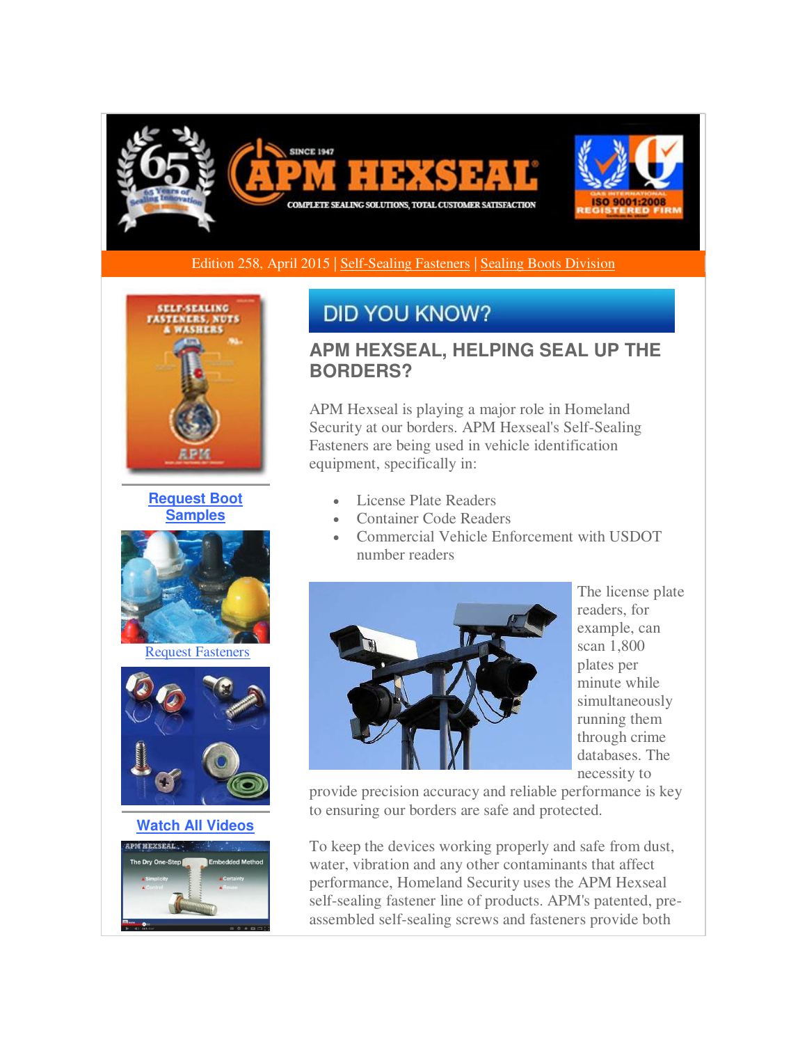Edition 258, April 2015 | Self-Sealing Fasteners | Sealing Boots Division

Request Boot Samples

Request Fasteners

Watch All Videos

## DID YOU KNOW?

### APM HEXSEAL, HELPING SEAL UP THE BORDERS?

APM Hexseal is playing a major role in Homeland Security at our borders. APM Hexseal's Self-Sealing Fasteners are being used in vehicle identification equipment, specifically in:

- License Plate Readers
- Container Code Readers
- Commercial Vehicle Enforcement with USDOT number readers

The license plate readers, for example, can scan 1,800 plates per minute while simultaneously running them through crime databases. The necessity to provide precision accuracy and reliable performance is key to ensuring our borders are safe and protected.

To keep the devices working properly and safe from dust, water, vibration and any other contaminants that affect performance, Homeland Security uses the APM Hexseal self-sealing fastener line of products. APM's patented, pre-assembled self-sealing screws and fasteners provide both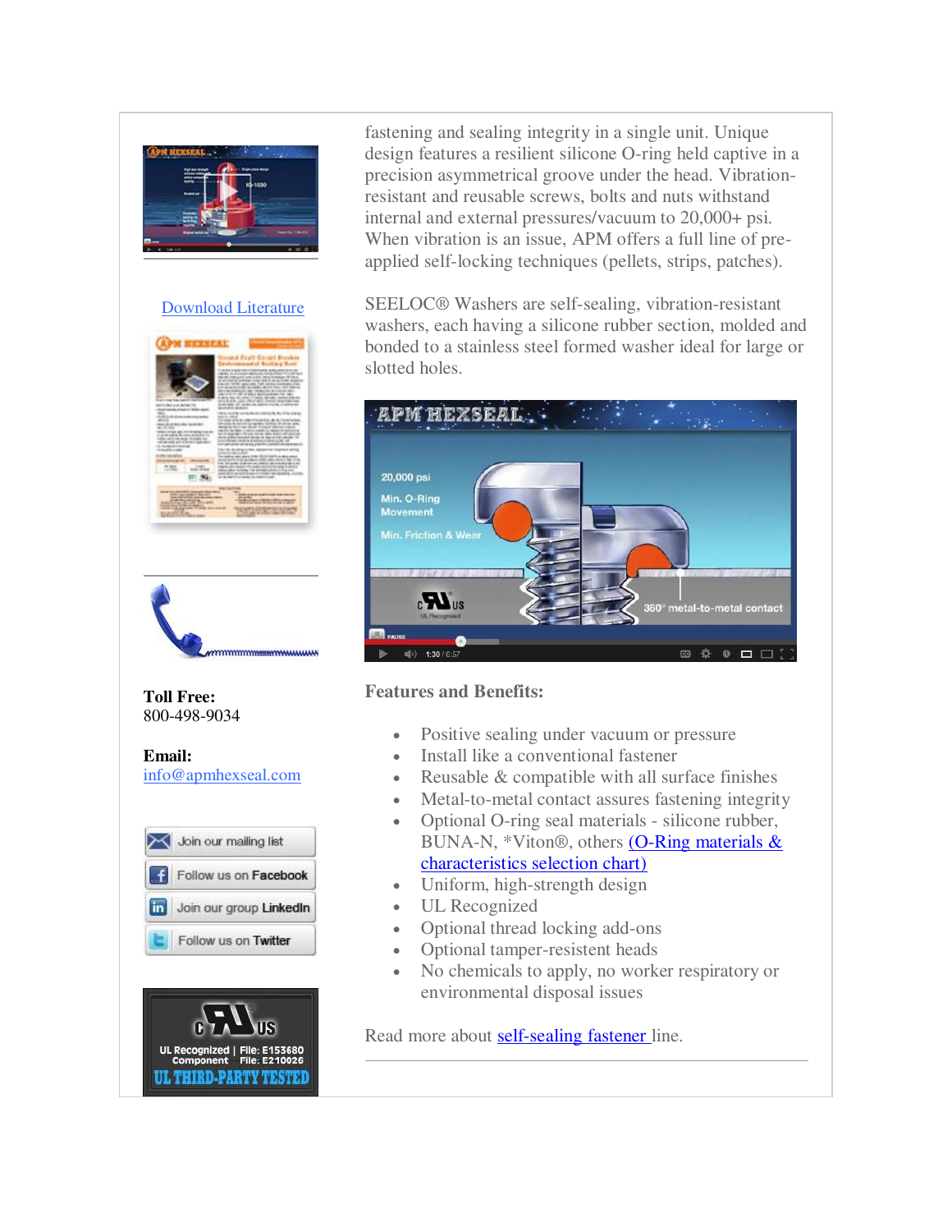fastening and sealing integrity in a single unit. Unique design features a resilient silicone O-ring held captive in a precision asymmetrical groove under the head. Vibration-resistant and reusable screws, bolts and nuts withstand internal and external pressures/vacuum to 20,000+ psi. When vibration is an issue, APM offers a full line of pre-applied self-locking techniques (pellets, strips, patches).

SEELOC® Washers are self-sealing, vibration-resistant washers, each having a silicone rubber section, molded and bonded to a stainless steel formed washer ideal for large or slotted holes.

### Features and Benefits:

- Positive sealing under vacuum or pressure
- Install like a conventional fastener
- Reusable & compatible with all surface finishes
- Metal-to-metal contact assures fastening integrity
- Optional O-ring seal materials - silicone rubber, BUNA-N, *Viton®, others (O-Ring materials & characteristics selection chart)
- Uniform, high-strength design
- UL Recognized
- Optional thread locking add-ons
- Optional tamper-resistent heads
- No chemicals to apply, no worker respiratory or environmental disposal issues

Read more about self-sealing fastener line.

Download Literature

**Toll Free:**
800-498-9034

**Email:**
info@apmhexseal.com

Join our mailing list

Follow us on Facebook

Join our group LinkedIn

Follow us on Twitter

UL Recognized Component | File: E153680 File: E210026
UL THIRD-PARTY TESTED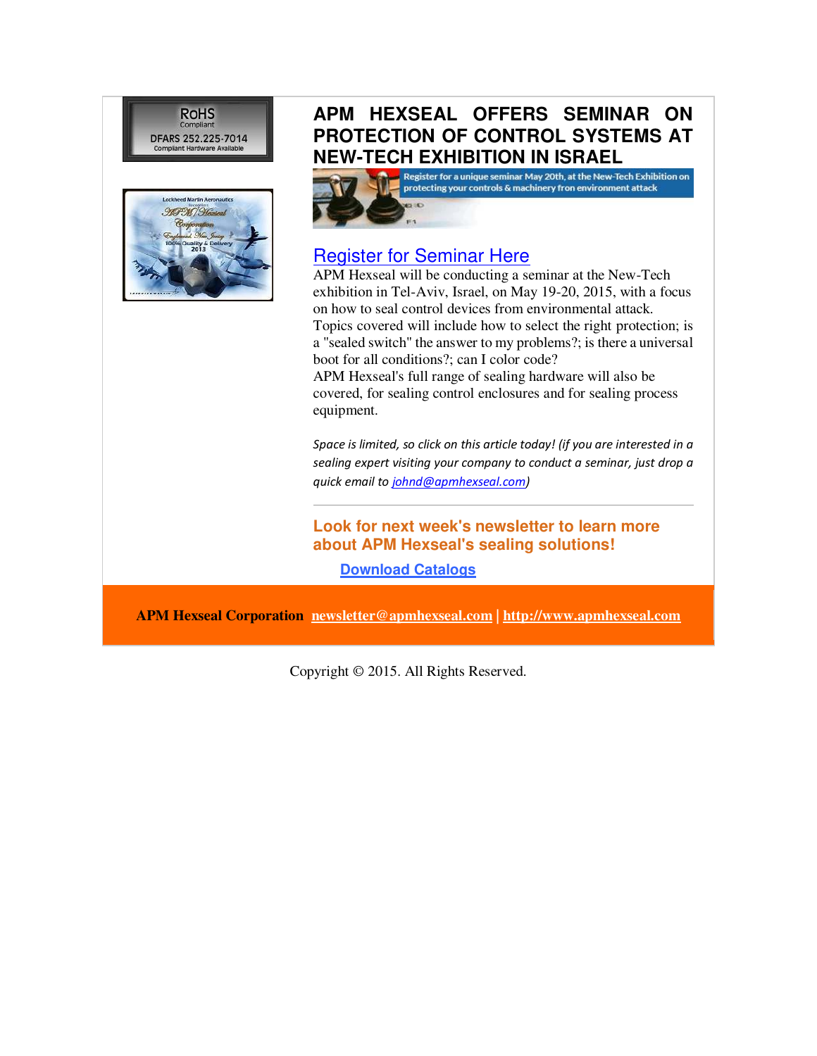# APM HEXSEAL OFFERS SEMINAR ON PROTECTION OF CONTROL SYSTEMS AT NEW-TECH EXHIBITION IN ISRAEL

Register for a unique seminar May 20th, at the New-Tech Exhibition on protecting your controls & machinery fron environment attack

## Register for Seminar Here

APM Hexseal will be conducting a seminar at the New-Tech exhibition in Tel-Aviv, Israel, on May 19-20, 2015, with a focus on how to seal control devices from environmental attack.
Topics covered will include how to select the right protection; is a "sealed switch" the answer to my problems?; is there a universal boot for all conditions?; can I color code?
APM Hexseal's full range of sealing hardware will also be covered, for sealing control enclosures and for sealing process equipment.

*Space is limited, so click on this article today! (if you are interested in a sealing expert visiting your company to conduct a seminar, just drop a quick email to johnd@apmhexseal.com)*

---

## Look for next week's newsletter to learn more about APM Hexseal's sealing solutions!

**Download Catalogs**

**APM Hexseal Corporation** newsletter@apmhexseal.com | http://www.apmhexseal.com

Copyright © 2015. All Rights Reserved.